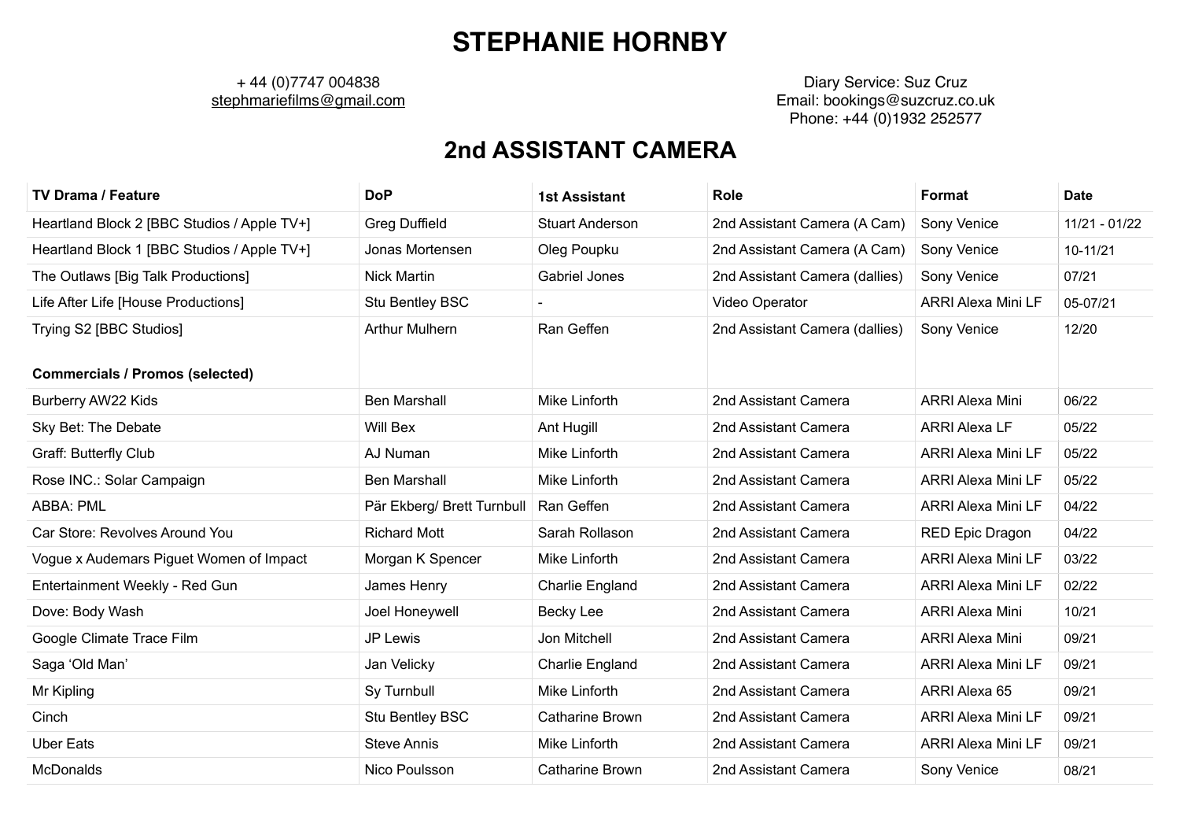# STEPHANIE HORNBY

+ 44 (0)7747 004838
stephmariefilms@gmail.com

Diary Service: Suz Cruz
Email: bookings@suzcruz.co.uk
Phone: +44 (0)1932 252577

## 2nd ASSISTANT CAMERA

| TV Drama / Feature | DoP | 1st Assistant | Role | Format | Date |
|---|---|---|---|---|---|
| Heartland Block 2 [BBC Studios / Apple TV+] | Greg Duffield | Stuart Anderson | 2nd Assistant Camera (A Cam) | Sony Venice | 11/21 - 01/22 |
| Heartland Block 1 [BBC Studios / Apple TV+] | Jonas Mortensen | Oleg Poupku | 2nd Assistant Camera (A Cam) | Sony Venice | 10-11/21 |
| The Outlaws [Big Talk Productions] | Nick Martin | Gabriel Jones | 2nd Assistant Camera (dallies) | Sony Venice | 07/21 |
| Life After Life [House Productions] | Stu Bentley BSC | - | Video Operator | ARRI Alexa Mini LF | 05-07/21 |
| Trying S2 [BBC Studios] | Arthur Mulhern | Ran Geffen | 2nd Assistant Camera (dallies) | Sony Venice | 12/20 |
| **Commercials / Promos (selected)** | | | | | |
| Burberry AW22 Kids | Ben Marshall | Mike Linforth | 2nd Assistant Camera | ARRI Alexa Mini | 06/22 |
| Sky Bet: The Debate | Will Bex | Ant Hugill | 2nd Assistant Camera | ARRI Alexa LF | 05/22 |
| Graff: Butterfly Club | AJ Numan | Mike Linforth | 2nd Assistant Camera | ARRI Alexa Mini LF | 05/22 |
| Rose INC.: Solar Campaign | Ben Marshall | Mike Linforth | 2nd Assistant Camera | ARRI Alexa Mini LF | 05/22 |
| ABBA: PML | Pär Ekberg/ Brett Turnbull | Ran Geffen | 2nd Assistant Camera | ARRI Alexa Mini LF | 04/22 |
| Car Store: Revolves Around You | Richard Mott | Sarah Rollason | 2nd Assistant Camera | RED Epic Dragon | 04/22 |
| Vogue x Audemars Piguet Women of Impact | Morgan K Spencer | Mike Linforth | 2nd Assistant Camera | ARRI Alexa Mini LF | 03/22 |
| Entertainment Weekly - Red Gun | James Henry | Charlie England | 2nd Assistant Camera | ARRI Alexa Mini LF | 02/22 |
| Dove: Body Wash | Joel Honeywell | Becky Lee | 2nd Assistant Camera | ARRI Alexa Mini | 10/21 |
| Google Climate Trace Film | JP Lewis | Jon Mitchell | 2nd Assistant Camera | ARRI Alexa Mini | 09/21 |
| Saga 'Old Man' | Jan Velicky | Charlie England | 2nd Assistant Camera | ARRI Alexa Mini LF | 09/21 |
| Mr Kipling | Sy Turnbull | Mike Linforth | 2nd Assistant Camera | ARRI Alexa 65 | 09/21 |
| Cinch | Stu Bentley BSC | Catharine Brown | 2nd Assistant Camera | ARRI Alexa Mini LF | 09/21 |
| Uber Eats | Steve Annis | Mike Linforth | 2nd Assistant Camera | ARRI Alexa Mini LF | 09/21 |
| McDonalds | Nico Poulsson | Catharine Brown | 2nd Assistant Camera | Sony Venice | 08/21 |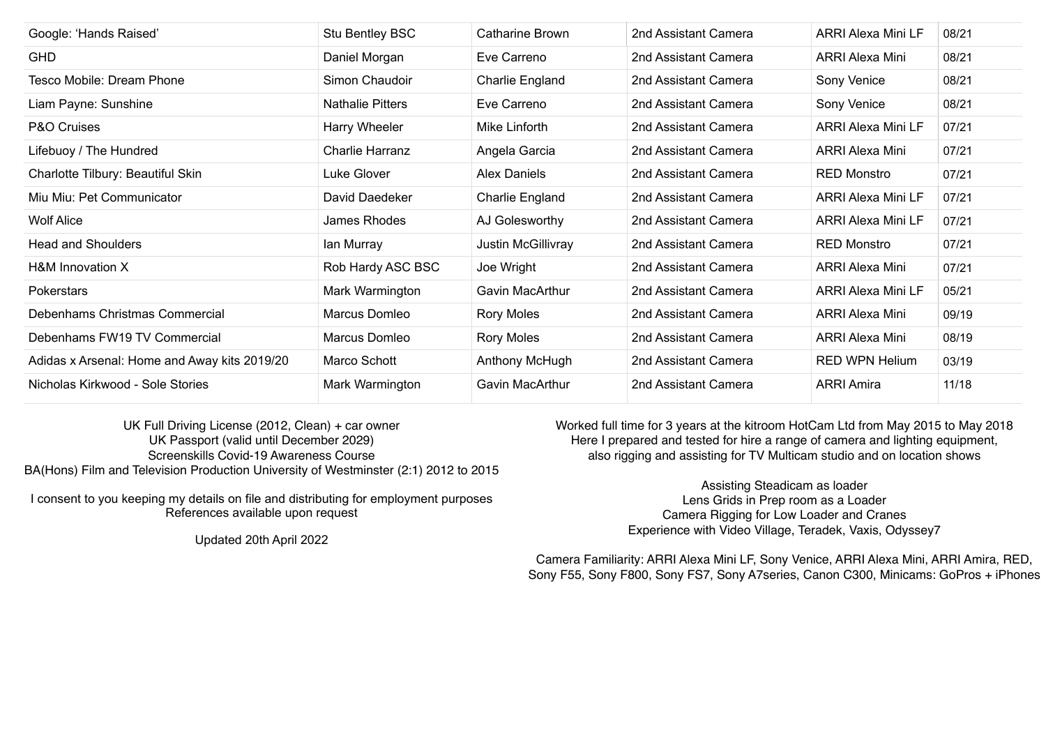| | | | | | |
|---|---|---|---|---|---|
| Google: 'Hands Raised' | Stu Bentley BSC | Catharine Brown | 2nd Assistant Camera | ARRI Alexa Mini LF | 08/21 |
| GHD | Daniel Morgan | Eve Carreno | 2nd Assistant Camera | ARRI Alexa Mini | 08/21 |
| Tesco Mobile: Dream Phone | Simon Chaudoir | Charlie England | 2nd Assistant Camera | Sony Venice | 08/21 |
| Liam Payne: Sunshine | Nathalie Pitters | Eve Carreno | 2nd Assistant Camera | Sony Venice | 08/21 |
| P&O Cruises | Harry Wheeler | Mike Linforth | 2nd Assistant Camera | ARRI Alexa Mini LF | 07/21 |
| Lifebuoy / The Hundred | Charlie Harranz | Angela Garcia | 2nd Assistant Camera | ARRI Alexa Mini | 07/21 |
| Charlotte Tilbury: Beautiful Skin | Luke Glover | Alex Daniels | 2nd Assistant Camera | RED Monstro | 07/21 |
| Miu Miu: Pet Communicator | David Daedeker | Charlie England | 2nd Assistant Camera | ARRI Alexa Mini LF | 07/21 |
| Wolf Alice | James Rhodes | AJ Golesworthy | 2nd Assistant Camera | ARRI Alexa Mini LF | 07/21 |
| Head and Shoulders | Ian Murray | Justin McGillivray | 2nd Assistant Camera | RED Monstro | 07/21 |
| H&M Innovation X | Rob Hardy ASC BSC | Joe Wright | 2nd Assistant Camera | ARRI Alexa Mini | 07/21 |
| Pokerstars | Mark Warmington | Gavin MacArthur | 2nd Assistant Camera | ARRI Alexa Mini LF | 05/21 |
| Debenhams Christmas Commercial | Marcus Domleo | Rory Moles | 2nd Assistant Camera | ARRI Alexa Mini | 09/19 |
| Debenhams FW19 TV Commercial | Marcus Domleo | Rory Moles | 2nd Assistant Camera | ARRI Alexa Mini | 08/19 |
| Adidas x Arsenal: Home and Away kits 2019/20 | Marco Schott | Anthony McHugh | 2nd Assistant Camera | RED WPN Helium | 03/19 |
| Nicholas Kirkwood - Sole Stories | Mark Warmington | Gavin MacArthur | 2nd Assistant Camera | ARRI Amira | 11/18 |

UK Full Driving License (2012, Clean) + car owner
UK Passport (valid until December 2029)
Screenskills Covid-19 Awareness Course
BA(Hons) Film and Television Production University of Westminster (2:1) 2012 to 2015

I consent to you keeping my details on file and distributing for employment purposes
References available upon request

Updated 20th April 2022

Worked full time for 3 years at the kitroom HotCam Ltd from May 2015 to May 2018
Here I prepared and tested for hire a range of camera and lighting equipment,
also rigging and assisting for TV Multicam studio and on location shows

Assisting Steadicam as loader
Lens Grids in Prep room as a Loader
Camera Rigging for Low Loader and Cranes
Experience with Video Village, Teradek, Vaxis, Odyssey7

Camera Familiarity: ARRI Alexa Mini LF, Sony Venice, ARRI Alexa Mini, ARRI Amira, RED, Sony F55, Sony F800, Sony FS7, Sony A7series, Canon C300, Minicams: GoPros + iPhones